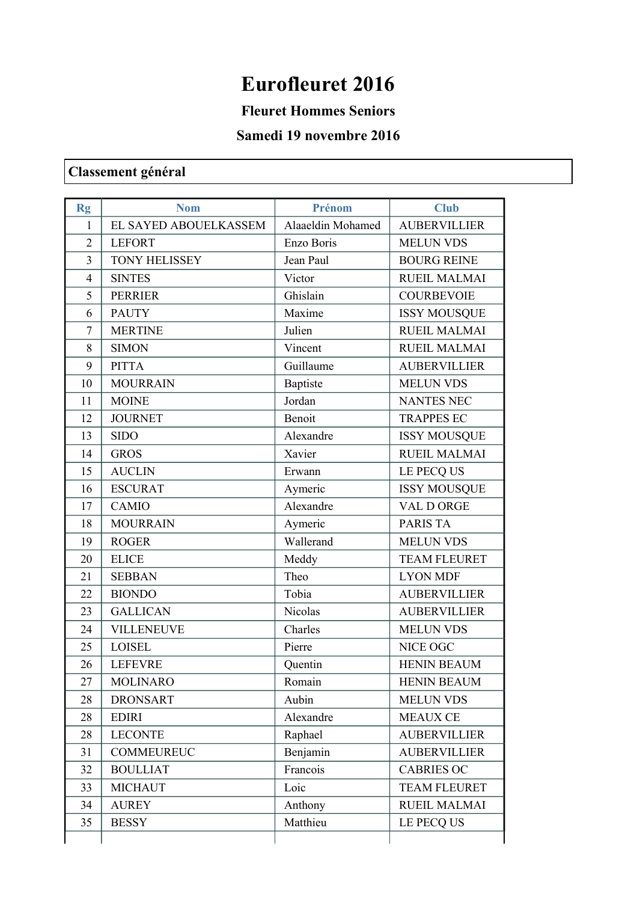# Eurofleuret 2016

### Fleuret Hommes Seniors

### Samedi 19 novembre 2016

## Classement général

| Rg | Nom | Prénom | Club |
|---|---|---|---|
| 1 | EL SAYED ABOUELKASSEM | Alaaeldin Mohamed | AUBERVILLIER |
| 2 | LEFORT | Enzo Boris | MELUN VDS |
| 3 | TONY HELISSEY | Jean Paul | BOURG REINE |
| 4 | SINTES | Victor | RUEIL MALMAI |
| 5 | PERRIER | Ghislain | COURBEVOIE |
| 6 | PAUTY | Maxime | ISSY MOUSQUE |
| 7 | MERTINE | Julien | RUEIL MALMAI |
| 8 | SIMON | Vincent | RUEIL MALMAI |
| 9 | PITTA | Guillaume | AUBERVILLIER |
| 10 | MOURRAIN | Baptiste | MELUN VDS |
| 11 | MOINE | Jordan | NANTES NEC |
| 12 | JOURNET | Benoit | TRAPPES EC |
| 13 | SIDO | Alexandre | ISSY MOUSQUE |
| 14 | GROS | Xavier | RUEIL MALMAI |
| 15 | AUCLIN | Erwann | LE PECQ US |
| 16 | ESCURAT | Aymeric | ISSY MOUSQUE |
| 17 | CAMIO | Alexandre | VAL D ORGE |
| 18 | MOURRAIN | Aymeric | PARIS TA |
| 19 | ROGER | Wallerand | MELUN VDS |
| 20 | ELICE | Meddy | TEAM FLEURET |
| 21 | SEBBAN | Theo | LYON MDF |
| 22 | BIONDO | Tobia | AUBERVILLIER |
| 23 | GALLICAN | Nicolas | AUBERVILLIER |
| 24 | VILLENEUVE | Charles | MELUN VDS |
| 25 | LOISEL | Pierre | NICE OGC |
| 26 | LEFEVRE | Quentin | HENIN BEAUM |
| 27 | MOLINARO | Romain | HENIN BEAUM |
| 28 | DRONSART | Aubin | MELUN VDS |
| 28 | EDIRI | Alexandre | MEAUX CE |
| 28 | LECONTE | Raphael | AUBERVILLIER |
| 31 | COMMEUREUC | Benjamin | AUBERVILLIER |
| 32 | BOULLIAT | Francois | CABRIES OC |
| 33 | MICHAUT | Loic | TEAM FLEURET |
| 34 | AUREY | Anthony | RUEIL MALMAI |
| 35 | BESSY | Matthieu | LE PECQ US |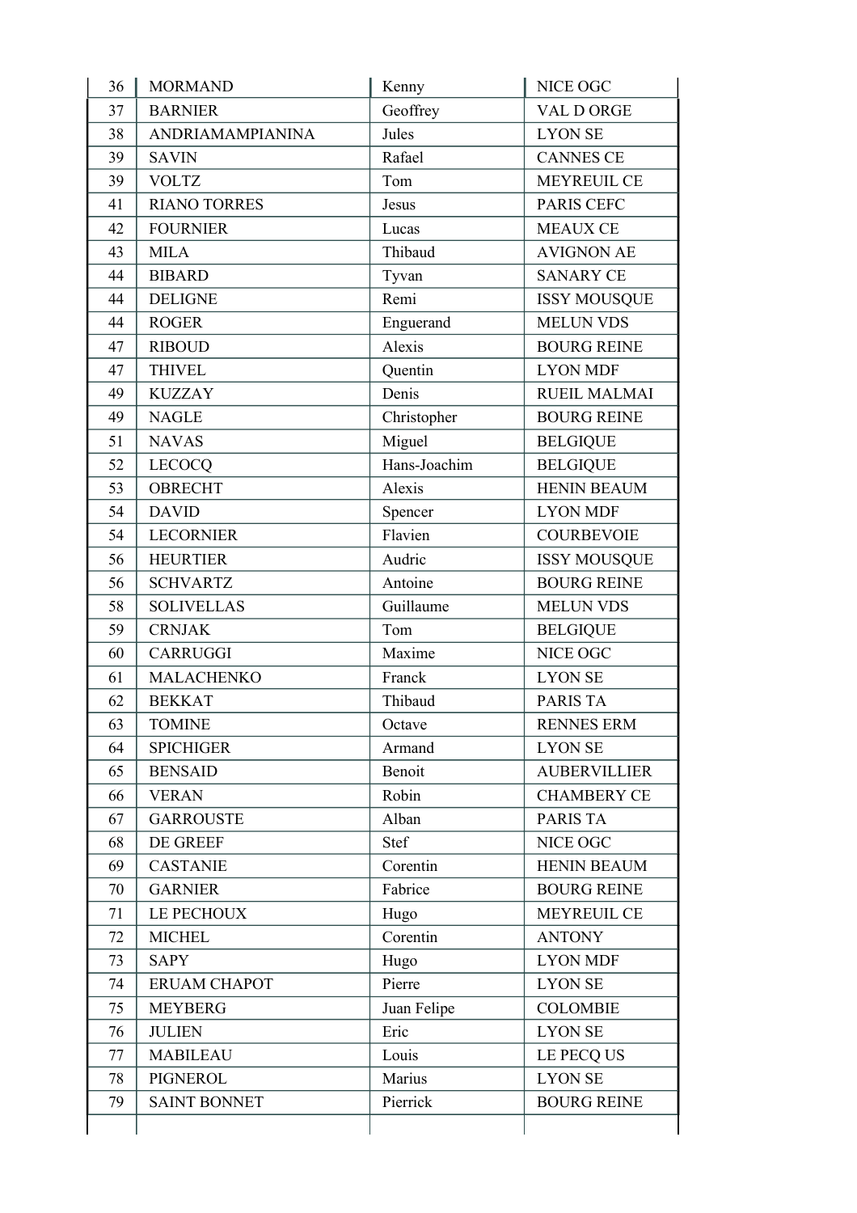| | | | |
|---|---|---|---|
| 36 | MORMAND | Kenny | NICE OGC |
| 37 | BARNIER | Geoffrey | VAL D ORGE |
| 38 | ANDRIAMAMPIANINA | Jules | LYON SE |
| 39 | SAVIN | Rafael | CANNES CE |
| 39 | VOLTZ | Tom | MEYREUIL CE |
| 41 | RIANO TORRES | Jesus | PARIS CEFC |
| 42 | FOURNIER | Lucas | MEAUX CE |
| 43 | MILA | Thibaud | AVIGNON AE |
| 44 | BIBARD | Tyvan | SANARY CE |
| 44 | DELIGNE | Remi | ISSY MOUSQUE |
| 44 | ROGER | Enguerand | MELUN VDS |
| 47 | RIBOUD | Alexis | BOURG REINE |
| 47 | THIVEL | Quentin | LYON MDF |
| 49 | KUZZAY | Denis | RUEIL MALMAI |
| 49 | NAGLE | Christopher | BOURG REINE |
| 51 | NAVAS | Miguel | BELGIQUE |
| 52 | LECOCQ | Hans-Joachim | BELGIQUE |
| 53 | OBRECHT | Alexis | HENIN BEAUM |
| 54 | DAVID | Spencer | LYON MDF |
| 54 | LECORNIER | Flavien | COURBEVOIE |
| 56 | HEURTIER | Audric | ISSY MOUSQUE |
| 56 | SCHVARTZ | Antoine | BOURG REINE |
| 58 | SOLIVELLAS | Guillaume | MELUN VDS |
| 59 | CRNJAK | Tom | BELGIQUE |
| 60 | CARRUGGI | Maxime | NICE OGC |
| 61 | MALACHENKO | Franck | LYON SE |
| 62 | BEKKAT | Thibaud | PARIS TA |
| 63 | TOMINE | Octave | RENNES ERM |
| 64 | SPICHIGER | Armand | LYON SE |
| 65 | BENSAID | Benoit | AUBERVILLIER |
| 66 | VERAN | Robin | CHAMBERY CE |
| 67 | GARROUSTE | Alban | PARIS TA |
| 68 | DE GREEF | Stef | NICE OGC |
| 69 | CASTANIE | Corentin | HENIN BEAUM |
| 70 | GARNIER | Fabrice | BOURG REINE |
| 71 | LE PECHOUX | Hugo | MEYREUIL CE |
| 72 | MICHEL | Corentin | ANTONY |
| 73 | SAPY | Hugo | LYON MDF |
| 74 | ERUAM CHAPOT | Pierre | LYON SE |
| 75 | MEYBERG | Juan Felipe | COLOMBIE |
| 76 | JULIEN | Eric | LYON SE |
| 77 | MABILEAU | Louis | LE PECQ US |
| 78 | PIGNEROL | Marius | LYON SE |
| 79 | SAINT BONNET | Pierrick | BOURG REINE |
| | | | |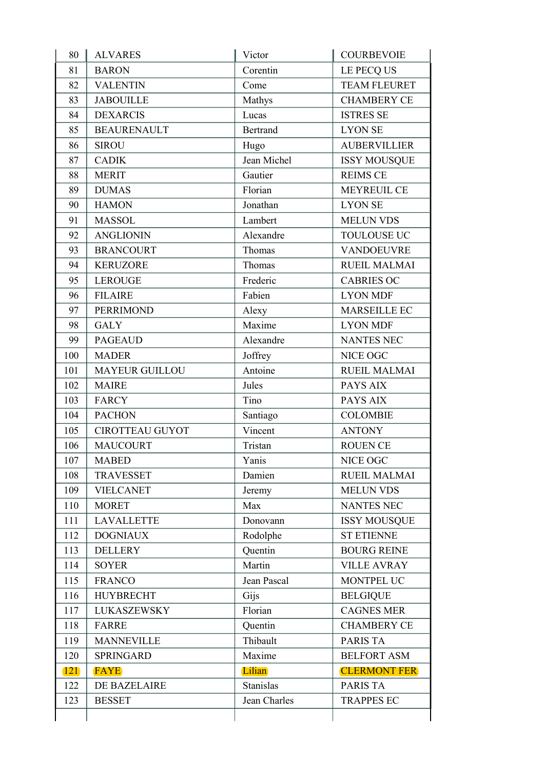| 80 | ALVARES | Victor | COURBEVOIE |
|---|---|---|---|
| 81 | BARON | Corentin | LE PECQ US |
| 82 | VALENTIN | Come | TEAM FLEURET |
| 83 | JABOUILLE | Mathys | CHAMBERY CE |
| 84 | DEXARCIS | Lucas | ISTRES SE |
| 85 | BEAURENAULT | Bertrand | LYON SE |
| 86 | SIROU | Hugo | AUBERVILLIER |
| 87 | CADIK | Jean Michel | ISSY MOUSQUE |
| 88 | MERIT | Gautier | REIMS CE |
| 89 | DUMAS | Florian | MEYREUIL CE |
| 90 | HAMON | Jonathan | LYON SE |
| 91 | MASSOL | Lambert | MELUN VDS |
| 92 | ANGLIONIN | Alexandre | TOULOUSE UC |
| 93 | BRANCOURT | Thomas | VANDOEUVRE |
| 94 | KERUZORE | Thomas | RUEIL MALMAI |
| 95 | LEROUGE | Frederic | CABRIES OC |
| 96 | FILAIRE | Fabien | LYON MDF |
| 97 | PERRIMOND | Alexy | MARSEILLE EC |
| 98 | GALY | Maxime | LYON MDF |
| 99 | PAGEAUD | Alexandre | NANTES NEC |
| 100 | MADER | Joffrey | NICE OGC |
| 101 | MAYEUR GUILLOU | Antoine | RUEIL MALMAI |
| 102 | MAIRE | Jules | PAYS AIX |
| 103 | FARCY | Tino | PAYS AIX |
| 104 | PACHON | Santiago | COLOMBIE |
| 105 | CIROTTEAU GUYOT | Vincent | ANTONY |
| 106 | MAUCOURT | Tristan | ROUEN CE |
| 107 | MABED | Yanis | NICE OGC |
| 108 | TRAVESSET | Damien | RUEIL MALMAI |
| 109 | VIELCANET | Jeremy | MELUN VDS |
| 110 | MORET | Max | NANTES NEC |
| 111 | LAVALLETTE | Donovann | ISSY MOUSQUE |
| 112 | DOGNIAUX | Rodolphe | ST ETIENNE |
| 113 | DELLERY | Quentin | BOURG REINE |
| 114 | SOYER | Martin | VILLE AVRAY |
| 115 | FRANCO | Jean Pascal | MONTPEL UC |
| 116 | HUYBRECHT | Gijs | BELGIQUE |
| 117 | LUKASZEWSKY | Florian | CAGNES MER |
| 118 | FARRE | Quentin | CHAMBERY CE |
| 119 | MANNEVILLE | Thibault | PARIS TA |
| 120 | SPRINGARD | Maxime | BELFORT ASM |
| 121 | FAYE | Lilian | CLERMONT FER |
| 122 | DE BAZELAIRE | Stanislas | PARIS TA |
| 123 | BESSET | Jean Charles | TRAPPES EC |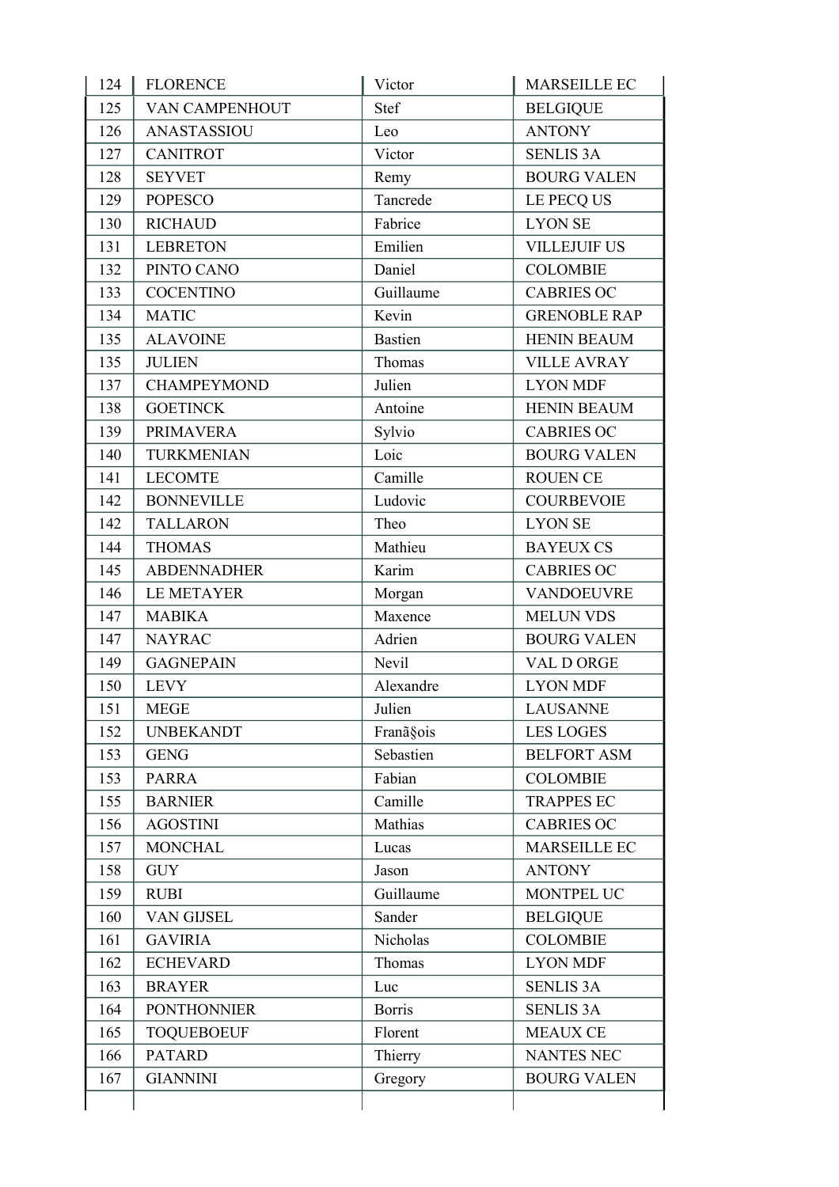| 124 | FLORENCE | Victor | MARSEILLE EC |
|---|---|---|---|
| 125 | VAN CAMPENHOUT | Stef | BELGIQUE |
| 126 | ANASTASSIOU | Leo | ANTONY |
| 127 | CANITROT | Victor | SENLIS 3A |
| 128 | SEYVET | Remy | BOURG VALEN |
| 129 | POPESCO | Tancrede | LE PECQ US |
| 130 | RICHAUD | Fabrice | LYON SE |
| 131 | LEBRETON | Emilien | VILLEJUIF US |
| 132 | PINTO CANO | Daniel | COLOMBIE |
| 133 | COCENTINO | Guillaume | CABRIES OC |
| 134 | MATIC | Kevin | GRENOBLE RAP |
| 135 | ALAVOINE | Bastien | HENIN BEAUM |
| 135 | JULIEN | Thomas | VILLE AVRAY |
| 137 | CHAMPEYMOND | Julien | LYON MDF |
| 138 | GOETINCK | Antoine | HENIN BEAUM |
| 139 | PRIMAVERA | Sylvio | CABRIES OC |
| 140 | TURKMENIAN | Loic | BOURG VALEN |
| 141 | LECOMTE | Camille | ROUEN CE |
| 142 | BONNEVILLE | Ludovic | COURBEVOIE |
| 142 | TALLARON | Theo | LYON SE |
| 144 | THOMAS | Mathieu | BAYEUX CS |
| 145 | ABDENNADHER | Karim | CABRIES OC |
| 146 | LE METAYER | Morgan | VANDOEUVRE |
| 147 | MABIKA | Maxence | MELUN VDS |
| 147 | NAYRAC | Adrien | BOURG VALEN |
| 149 | GAGNEPAIN | Nevil | VAL D ORGE |
| 150 | LEVY | Alexandre | LYON MDF |
| 151 | MEGE | Julien | LAUSANNE |
| 152 | UNBEKANDT | Franã§ois | LES LOGES |
| 153 | GENG | Sebastien | BELFORT ASM |
| 153 | PARRA | Fabian | COLOMBIE |
| 155 | BARNIER | Camille | TRAPPES EC |
| 156 | AGOSTINI | Mathias | CABRIES OC |
| 157 | MONCHAL | Lucas | MARSEILLE EC |
| 158 | GUY | Jason | ANTONY |
| 159 | RUBI | Guillaume | MONTPEL UC |
| 160 | VAN GIJSEL | Sander | BELGIQUE |
| 161 | GAVIRIA | Nicholas | COLOMBIE |
| 162 | ECHEVARD | Thomas | LYON MDF |
| 163 | BRAYER | Luc | SENLIS 3A |
| 164 | PONTHONNIER | Borris | SENLIS 3A |
| 165 | TOQUEBOEUF | Florent | MEAUX CE |
| 166 | PATARD | Thierry | NANTES NEC |
| 167 | GIANNINI | Gregory | BOURG VALEN |
| | | | |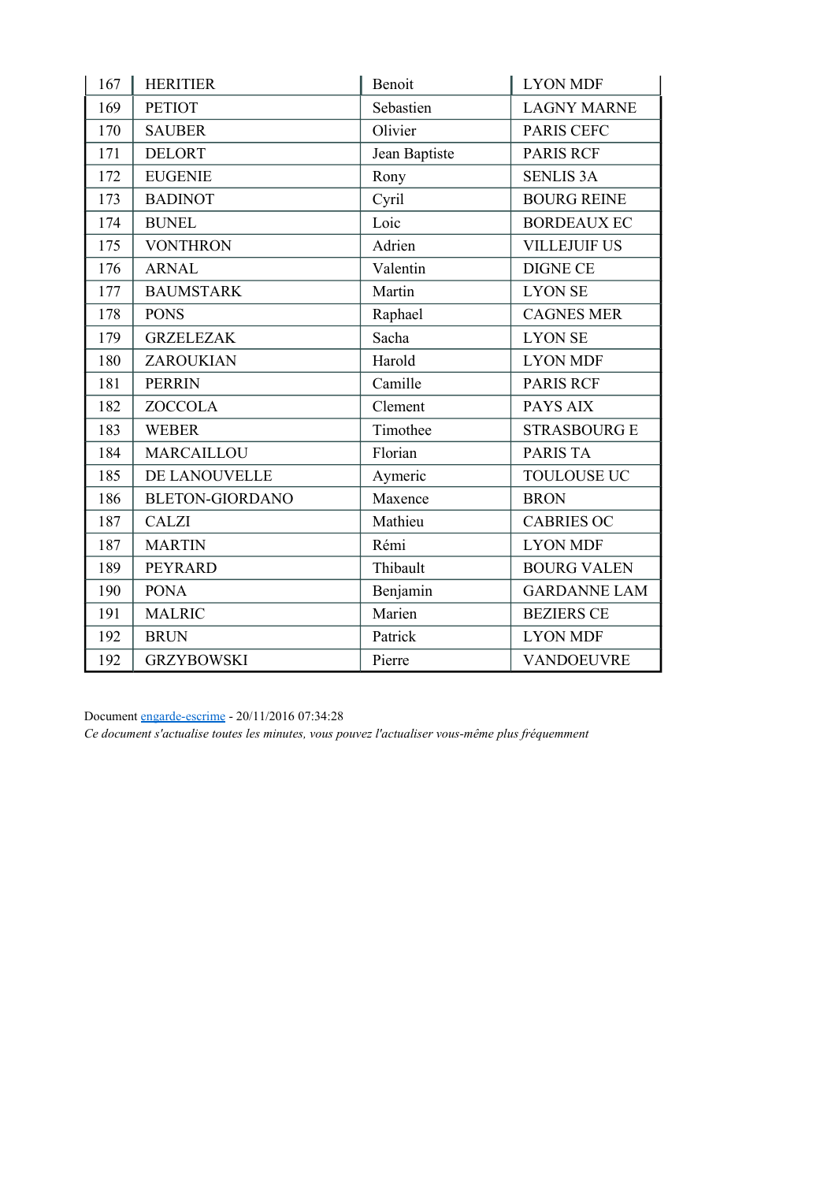| | | | |
|---|---|---|---|
| 167 | HERITIER | Benoit | LYON MDF |
| 169 | PETIOT | Sebastien | LAGNY MARNE |
| 170 | SAUBER | Olivier | PARIS CEFC |
| 171 | DELORT | Jean Baptiste | PARIS RCF |
| 172 | EUGENIE | Rony | SENLIS 3A |
| 173 | BADINOT | Cyril | BOURG REINE |
| 174 | BUNEL | Loic | BORDEAUX EC |
| 175 | VONTHRON | Adrien | VILLEJUIF US |
| 176 | ARNAL | Valentin | DIGNE CE |
| 177 | BAUMSTARK | Martin | LYON SE |
| 178 | PONS | Raphael | CAGNES MER |
| 179 | GRZELEZAK | Sacha | LYON SE |
| 180 | ZAROUKIAN | Harold | LYON MDF |
| 181 | PERRIN | Camille | PARIS RCF |
| 182 | ZOCCOLA | Clement | PAYS AIX |
| 183 | WEBER | Timothee | STRASBOURG E |
| 184 | MARCAILLOU | Florian | PARIS TA |
| 185 | DE LANOUVELLE | Aymeric | TOULOUSE UC |
| 186 | BLETON-GIORDANO | Maxence | BRON |
| 187 | CALZI | Mathieu | CABRIES OC |
| 187 | MARTIN | Rémi | LYON MDF |
| 189 | PEYRARD | Thibault | BOURG VALEN |
| 190 | PONA | Benjamin | GARDANNE LAM |
| 191 | MALRIC | Marien | BEZIERS CE |
| 192 | BRUN | Patrick | LYON MDF |
| 192 | GRZYBOWSKI | Pierre | VANDOEUVRE |

Document engarde-escrime - 20/11/2016 07:34:28

*Ce document s'actualise toutes les minutes, vous pouvez l'actualiser vous-même plus fréquemment*